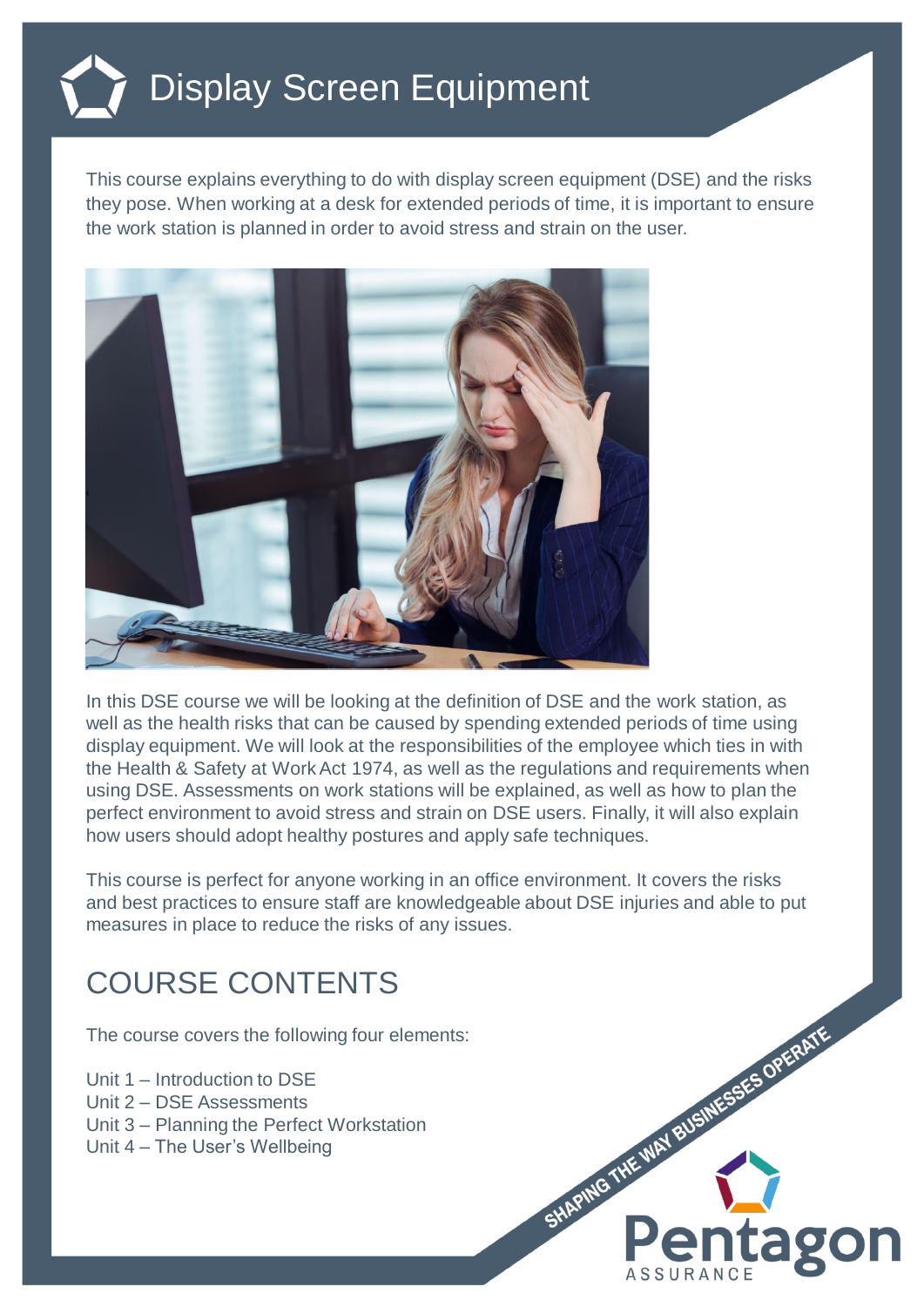# Display Screen Equipment

This course explains everything to do with display screen equipment (DSE) and the risks they pose. When working at a desk for extended periods of time, it is important to ensure the work station is planned in order to avoid stress and strain on the user.

In this DSE course we will be looking at the definition of DSE and the work station, as well as the health risks that can be caused by spending extended periods of time using display equipment. We will look at the responsibilities of the employee which ties in with the Health & Safety at Work Act 1974, as well as the regulations and requirements when using DSE. Assessments on work stations will be explained, as well as how to plan the perfect environment to avoid stress and strain on DSE users. Finally, it will also explain how users should adopt healthy postures and apply safe techniques.

This course is perfect for anyone working in an office environment. It covers the risks and best practices to ensure staff are knowledgeable about DSE injuries and able to put measures in place to reduce the risks of any issues.

## COURSE CONTENTS

The course covers the following four elements:

Unit 1 – Introduction to DSE
Unit 2 – DSE Assessments
Unit 3 – Planning the Perfect Workstation
Unit 4 – The User's Wellbeing

SHAPING THE WAY BUSINESSES OPERATE

Pentagon ASSURANCE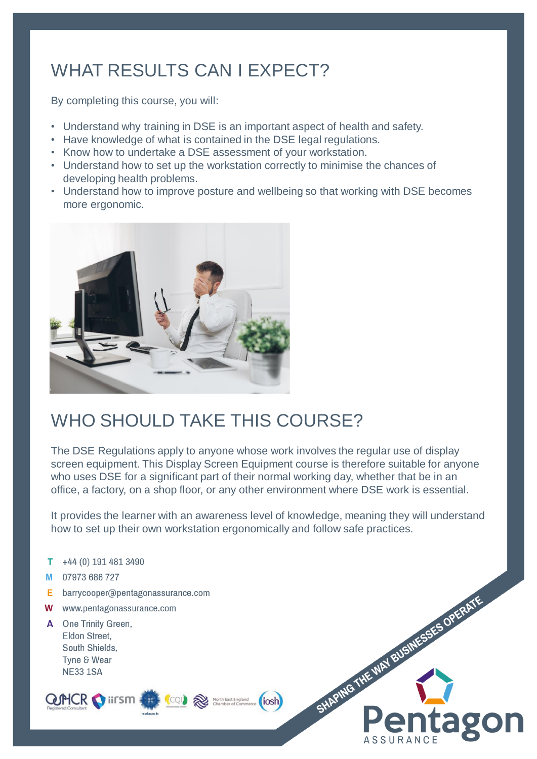# WHAT RESULTS CAN I EXPECT?

By completing this course, you will:

- Understand why training in DSE is an important aspect of health and safety.
- Have knowledge of what is contained in the DSE legal regulations.
- Know how to undertake a DSE assessment of your workstation.
- Understand how to set up the workstation correctly to minimise the chances of developing health problems.
- Understand how to improve posture and wellbeing so that working with DSE becomes more ergonomic.

# WHO SHOULD TAKE THIS COURSE?

The DSE Regulations apply to anyone whose work involves the regular use of display screen equipment. This Display Screen Equipment course is therefore suitable for anyone who uses DSE for a significant part of their normal working day, whether that be in an office, a factory, on a shop floor, or any other environment where DSE work is essential.

It provides the learner with an awareness level of knowledge, meaning they will understand how to set up their own workstation ergonomically and follow safe practices.

**T** +44 (0) 191 481 3490
**M** 07973 686 727
**E** barrycooper@pentagonassurance.com
**W** www.pentagonassurance.com
**A** One Trinity Green,
Eldon Street,
South Shields,
Tyne & Wear
NE33 1SA

SHAPING THE WAY BUSINESSES OPERATE

Pentagon ASSURANCE